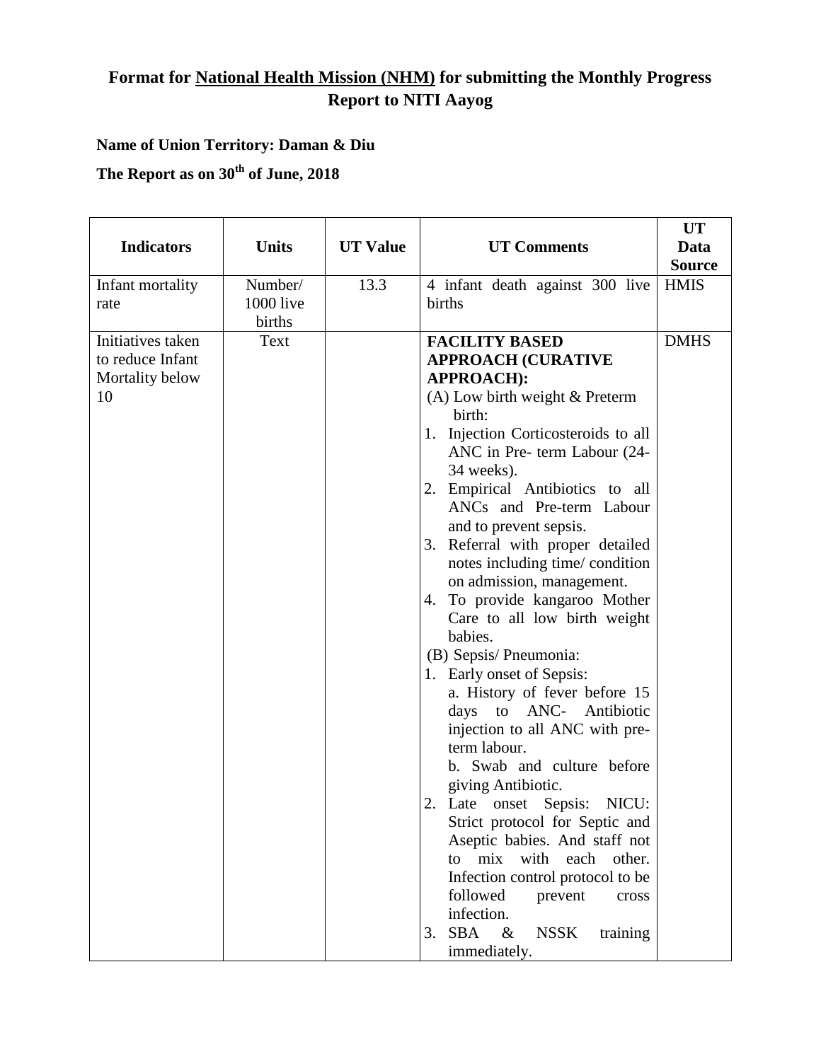# Format for National Health Mission (NHM) for submitting the Monthly Progress Report to NITI Aayog

**Name of Union Territory: Daman & Diu**

**The Report as on 30th of June, 2018**

| Indicators | Units | UT Value | UT Comments | UT Data Source |
|---|---|---|---|---|
| Infant mortality rate | Number/ 1000 live births | 13.3 | 4 infant death against 300 live births | HMIS |
| Initiatives taken to reduce Infant Mortality below 10 | Text | | **FACILITY BASED APPROACH (CURATIVE APPROACH):**<br>(A) Low birth weight & Preterm birth:<br>1. Injection Corticosteroids to all ANC in Pre- term Labour (24-34 weeks).<br>2. Empirical Antibiotics to all ANCs and Pre-term Labour and to prevent sepsis.<br>3. Referral with proper detailed notes including time/ condition on admission, management.<br>4. To provide kangaroo Mother Care to all low birth weight babies.<br>(B) Sepsis/ Pneumonia:<br>1. Early onset of Sepsis:<br>a. History of fever before 15 days to ANC- Antibiotic injection to all ANC with pre-term labour.<br>b. Swab and culture before giving Antibiotic.<br>2. Late onset Sepsis: NICU: Strict protocol for Septic and Aseptic babies. And staff not to mix with each other. Infection control protocol to be followed prevent cross infection.<br>3. SBA & NSSK training immediately. | DMHS |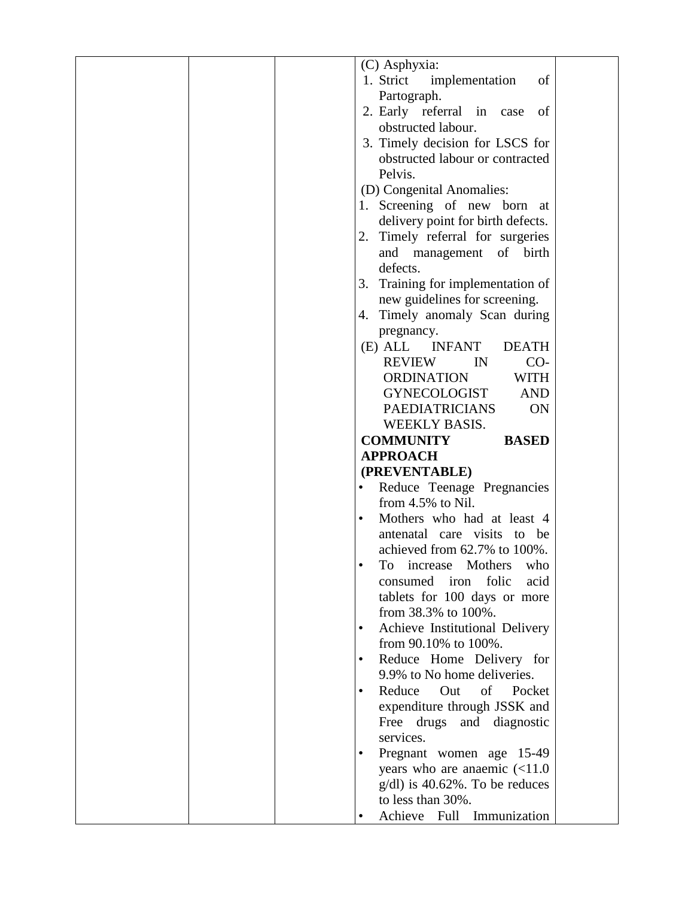| | | | (C) Asphyxia:<br>1. Strict implementation of Partograph.<br>2. Early referral in case of obstructed labour.<br>3. Timely decision for LSCS for obstructed labour or contracted Pelvis.<br>(D) Congenital Anomalies:<br>1. Screening of new born at delivery point for birth defects.<br>2. Timely referral for surgeries and management of birth defects.<br>3. Training for implementation of new guidelines for screening.<br>4. Timely anomaly Scan during pregnancy.<br>(E) ALL INFANT DEATH REVIEW IN CO-ORDINATION WITH GYNECOLOGIST AND PAEDIATRICIANS ON WEEKLY BASIS.<br>**COMMUNITY BASED APPROACH (PREVENTABLE)**<br>• Reduce Teenage Pregnancies from 4.5% to Nil.<br>• Mothers who had at least 4 antenatal care visits to be achieved from 62.7% to 100%.<br>• To increase Mothers who consumed iron folic acid tablets for 100 days or more from 38.3% to 100%.<br>• Achieve Institutional Delivery from 90.10% to 100%.<br>• Reduce Home Delivery for 9.9% to No home deliveries.<br>• Reduce Out of Pocket expenditure through JSSK and Free drugs and diagnostic services.<br>• Pregnant women age 15-49 years who are anaemic (<11.0 g/dl) is 40.62%. To be reduces to less than 30%.<br>• Achieve Full Immunization | |
|---|---|---|---|---|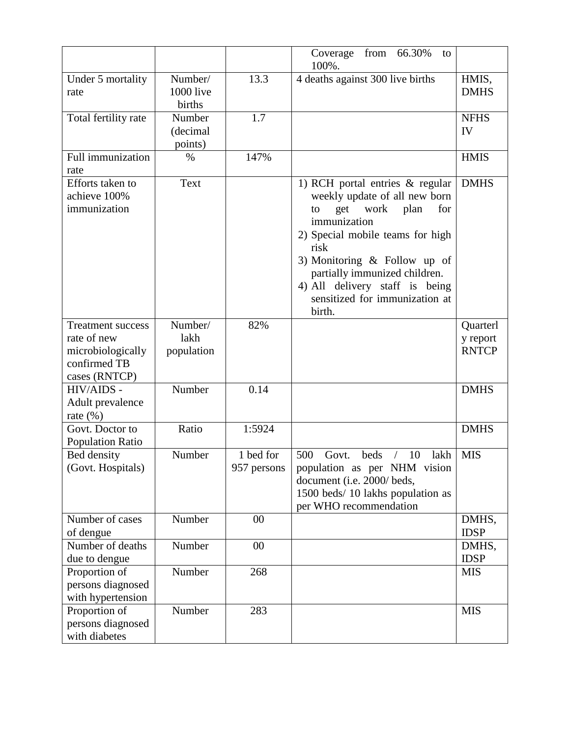| | | | Coverage from 66.30% to 100%. | |
|---|---|---|---|---|
| Under 5 mortality rate | Number/ 1000 live births | 13.3 | 4 deaths against 300 live births | HMIS, DMHS |
| Total fertility rate | Number (decimal points) | 1.7 | | NFHS IV |
| Full immunization rate | % | 147% | | HMIS |
| Efforts taken to achieve 100% immunization | Text | | 1) RCH portal entries & regular weekly update of all new born to get work plan for immunization<br>2) Special mobile teams for high risk<br>3) Monitoring & Follow up of partially immunized children.<br>4) All delivery staff is being sensitized for immunization at birth. | DMHS |
| Treatment success rate of new microbiologically confirmed TB cases (RNTCP) | Number/ lakh population | 82% | | Quarterly report RNTCP |
| HIV/AIDS - Adult prevalence rate (%) | Number | 0.14 | | DMHS |
| Govt. Doctor to Population Ratio | Ratio | 1:5924 | | DMHS |
| Bed density (Govt. Hospitals) | Number | 1 bed for 957 persons | 500 Govt. beds / 10 lakh population as per NHM vision document (i.e. 2000/ beds, 1500 beds/ 10 lakhs population as per WHO recommendation | MIS |
| Number of cases of dengue | Number | 00 | | DMHS, IDSP |
| Number of deaths due to dengue | Number | 00 | | DMHS, IDSP |
| Proportion of persons diagnosed with hypertension | Number | 268 | | MIS |
| Proportion of persons diagnosed with diabetes | Number | 283 | | MIS |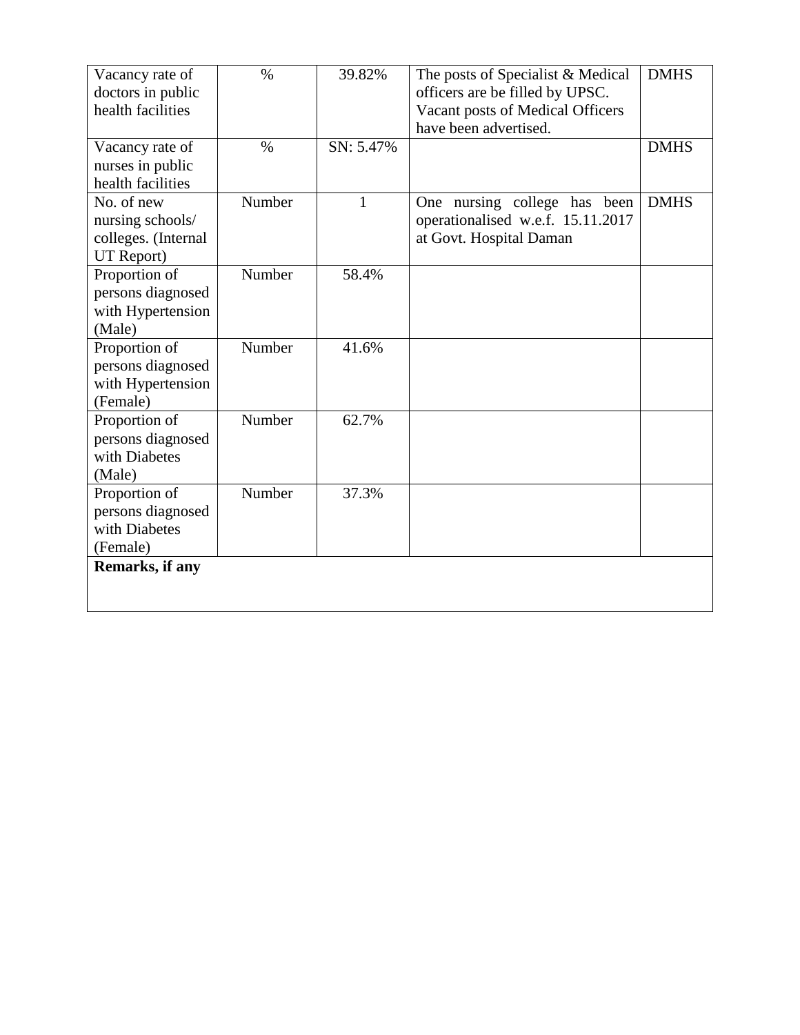| | | | | |
|---|---|---|---|---|
| Vacancy rate of doctors in public health facilities | % | 39.82% | The posts of Specialist & Medical officers are be filled by UPSC. Vacant posts of Medical Officers have been advertised. | DMHS |
| Vacancy rate of nurses in public health facilities | % | SN: 5.47% | | DMHS |
| No. of new nursing schools/ colleges. (Internal UT Report) | Number | 1 | One nursing college has been operationalised w.e.f. 15.11.2017 at Govt. Hospital Daman | DMHS |
| Proportion of persons diagnosed with Hypertension (Male) | Number | 58.4% | | |
| Proportion of persons diagnosed with Hypertension (Female) | Number | 41.6% | | |
| Proportion of persons diagnosed with Diabetes (Male) | Number | 62.7% | | |
| Proportion of persons diagnosed with Diabetes (Female) | Number | 37.3% | | |
| **Remarks, if any** | | | | |